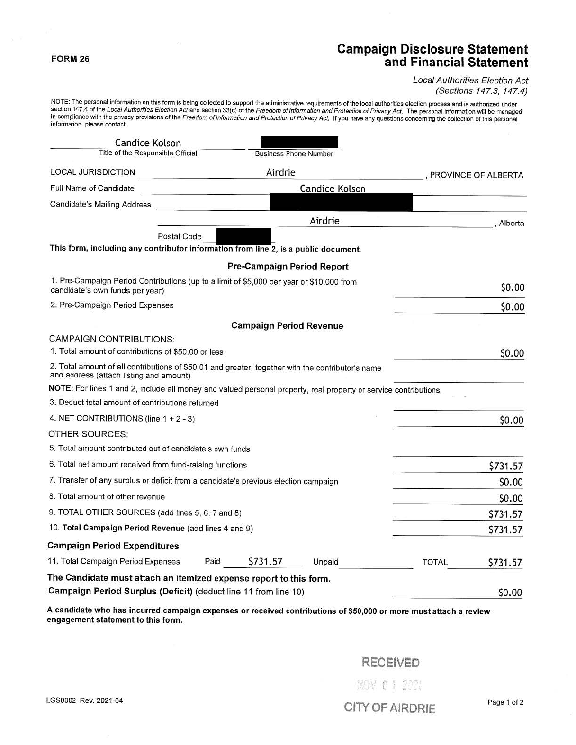**FORM 26**

# Campaign Disclosure Statement and Financial Statement

*Local Authorities Election Act (Sections 147.3, 147.4)*

NOTE: The personal information on this form is being collected to support the administrative requirements of the local authorities election process and is authorized under section 147.4 of the *Local Authorities Election Act* and section 33(c) of the *Freedom of Information and Protection of Privacy Act*. The personal information will be managed in compliance with the privacy provisions of the *Freedom of Information and Protection of Privacy Act*. If you have any questions concerning the collection of this personal information, please contact

Candice Kolson
Title of the Responsible Official

[REDACTED]
Business Phone Number

LOCAL JURISDICTION: Airdrie, PROVINCE OF ALBERTA

Full Name of Candidate: Candice Kolson

Candidate's Mailing Address: [REDACTED]

Airdrie, Alberta

Postal Code: [REDACTED]

**This form, including any contributor information from line 2, is a public document.**

### Pre-Campaign Period Report

| | |
|---|---|
| 1. Pre-Campaign Period Contributions (up to a limit of $5,000 per year or $10,000 from candidate's own funds per year) | $0.00 |
| 2. Pre-Campaign Period Expenses | $0.00 |

### Campaign Period Revenue

CAMPAIGN CONTRIBUTIONS:

| | |
|---|---|
| 1. Total amount of contributions of $50.00 or less | $0.00 |
| 2. Total amount of all contributions of $50.01 and greater, together with the contributor's name and address (attach listing and amount) | |

**NOTE:** For lines 1 and 2, include all money and valued personal property, real property or service contributions.

| | |
|---|---|
| 3. Deduct total amount of contributions returned | |
| 4. NET CONTRIBUTIONS (line 1 + 2 - 3) | $0.00 |

OTHER SOURCES:

| | |
|---|---|
| 5. Total amount contributed out of candidate's own funds | |
| 6. Total net amount received from fund-raising functions | $731.57 |
| 7. Transfer of any surplus or deficit from a candidate's previous election campaign | $0.00 |
| 8. Total amount of other revenue | $0.00 |
| 9. TOTAL OTHER SOURCES (add lines 5, 6, 7 and 8) | $731.57 |
| 10. **Total Campaign Period Revenue** (add lines 4 and 9) | $731.57 |

**Campaign Period Expenditures**

| | Paid | Unpaid | TOTAL |
|---|---|---|---|
| 11. Total Campaign Period Expenses | $731.57 | | $731.57 |

**The Candidate must attach an itemized expense report to this form.**

**Campaign Period Surplus (Deficit)** (deduct line 11 from line 10): $0.00

**A candidate who has incurred campaign expenses or received contributions of $50,000 or more must attach a review engagement statement to this form.**

RECEIVED
NOV 01 2021
CITY OF AIRDRIE

LGS0002 Rev. 2021-04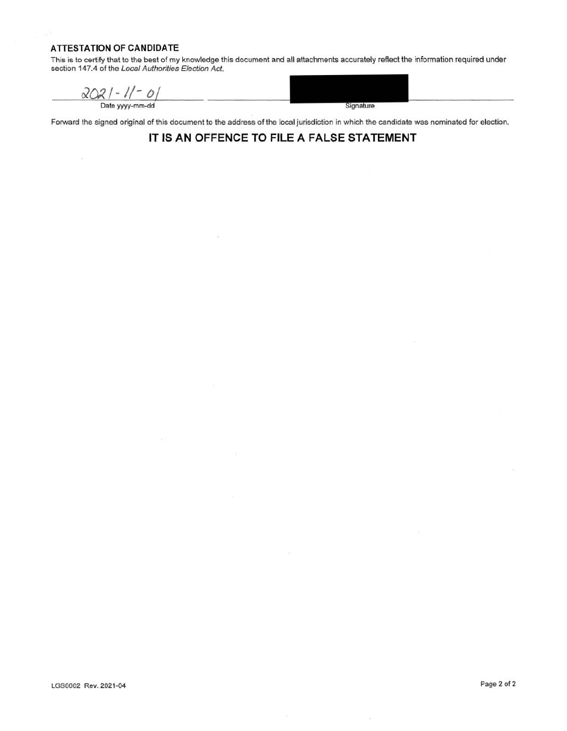### ATTESTATION OF CANDIDATE

This is to certify that to the best of my knowledge this document and all attachments accurately reflect the information required under section 147.4 of the *Local Authorities Election Act*.

| 2021-11-01 | |
|---|---|
| Date yyyy-mm-dd | Signature |

Forward the signed original of this document to the address of the local jurisdiction in which the candidate was nominated for election.

## IT IS AN OFFENCE TO FILE A FALSE STATEMENT

LGS0002 Rev. 2021-04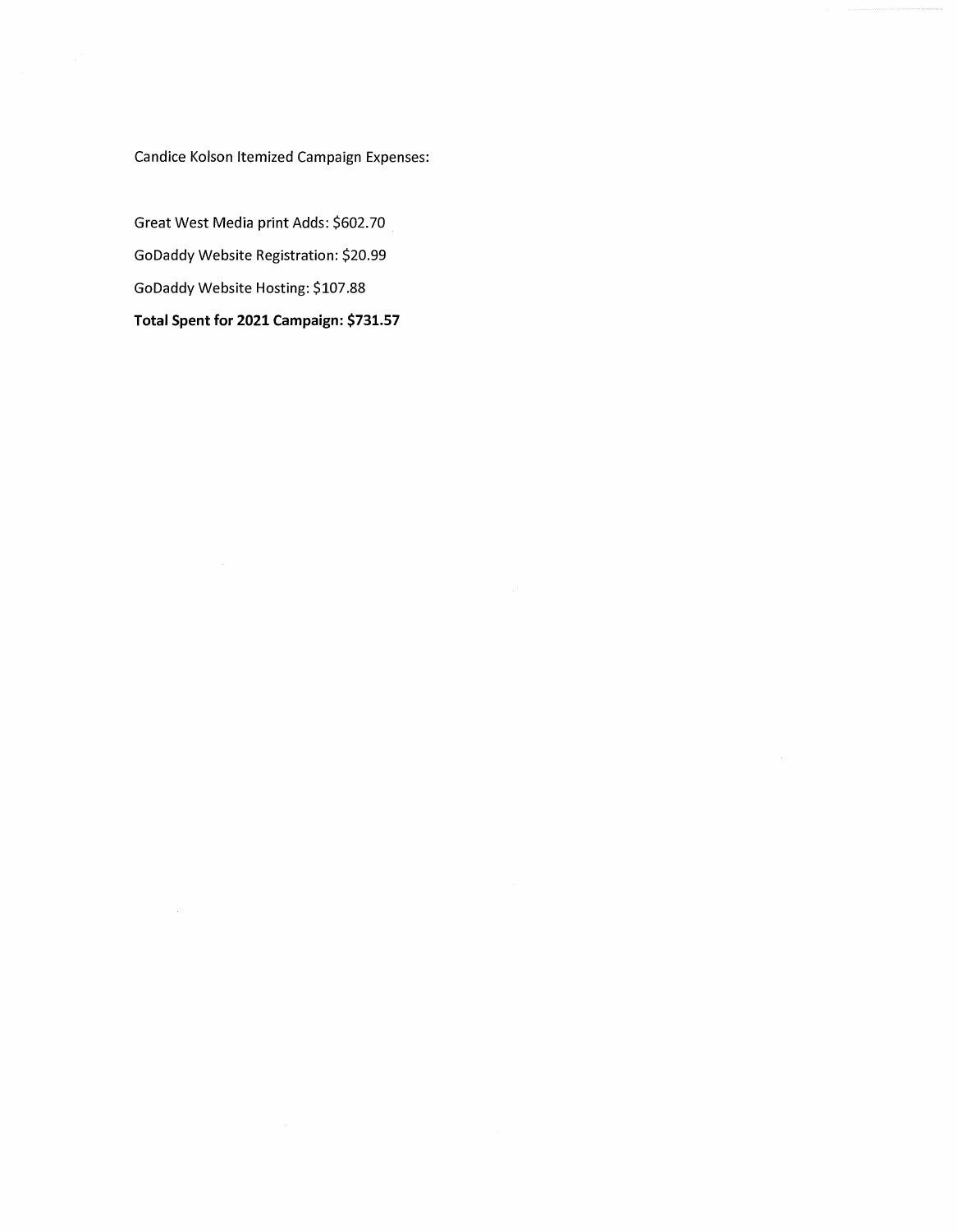Candice Kolson Itemized Campaign Expenses:

Great West Media print Adds: $602.70

GoDaddy Website Registration: $20.99

GoDaddy Website Hosting: $107.88

**Total Spent for 2021 Campaign: $731.57**